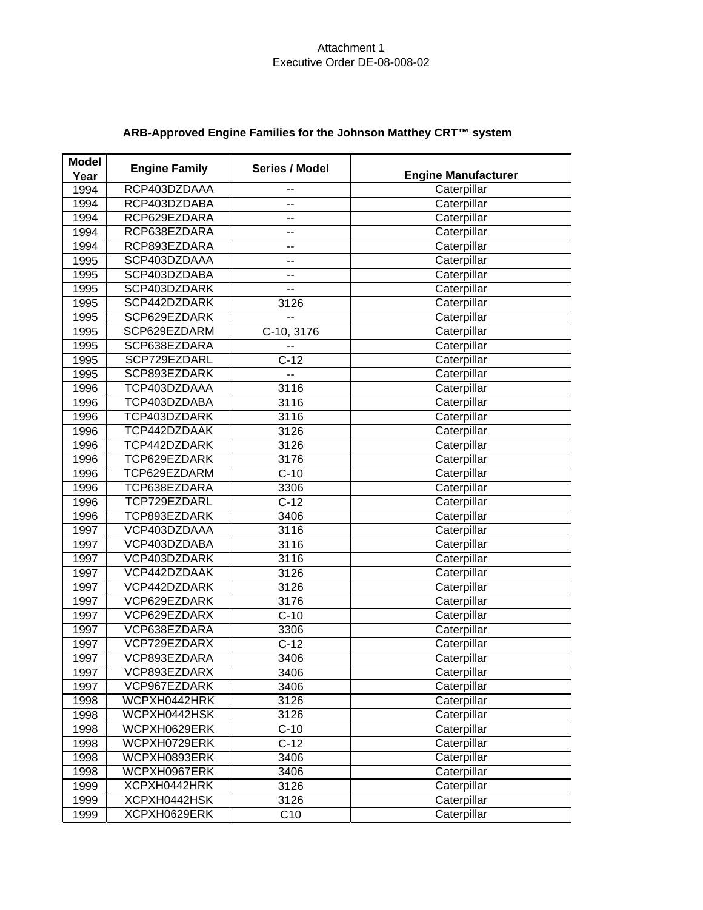Attachment 1
Executive Order DE-08-008-02

## ARB-Approved Engine Families for the Johnson Matthey CRT™ system

| Model Year | Engine Family | Series / Model | Engine Manufacturer |
|---|---|---|---|
| 1994 | RCP403DZDAAA | -- | Caterpillar |
| 1994 | RCP403DZDABA | -- | Caterpillar |
| 1994 | RCP629EZDARA | -- | Caterpillar |
| 1994 | RCP638EZDARA | -- | Caterpillar |
| 1994 | RCP893EZDARA | -- | Caterpillar |
| 1995 | SCP403DZDAAA | -- | Caterpillar |
| 1995 | SCP403DZDABA | -- | Caterpillar |
| 1995 | SCP403DZDARK | -- | Caterpillar |
| 1995 | SCP442DZDARK | 3126 | Caterpillar |
| 1995 | SCP629EZDARK | -- | Caterpillar |
| 1995 | SCP629EZDARM | C-10, 3176 | Caterpillar |
| 1995 | SCP638EZDARA | -- | Caterpillar |
| 1995 | SCP729EZDARL | C-12 | Caterpillar |
| 1995 | SCP893EZDARK | -- | Caterpillar |
| 1996 | TCP403DZDAAA | 3116 | Caterpillar |
| 1996 | TCP403DZDABA | 3116 | Caterpillar |
| 1996 | TCP403DZDARK | 3116 | Caterpillar |
| 1996 | TCP442DZDAAK | 3126 | Caterpillar |
| 1996 | TCP442DZDARK | 3126 | Caterpillar |
| 1996 | TCP629EZDARK | 3176 | Caterpillar |
| 1996 | TCP629EZDARM | C-10 | Caterpillar |
| 1996 | TCP638EZDARA | 3306 | Caterpillar |
| 1996 | TCP729EZDARL | C-12 | Caterpillar |
| 1996 | TCP893EZDARK | 3406 | Caterpillar |
| 1997 | VCP403DZDAAA | 3116 | Caterpillar |
| 1997 | VCP403DZDABA | 3116 | Caterpillar |
| 1997 | VCP403DZDARK | 3116 | Caterpillar |
| 1997 | VCP442DZDAAK | 3126 | Caterpillar |
| 1997 | VCP442DZDARK | 3126 | Caterpillar |
| 1997 | VCP629EZDARK | 3176 | Caterpillar |
| 1997 | VCP629EZDARX | C-10 | Caterpillar |
| 1997 | VCP638EZDARA | 3306 | Caterpillar |
| 1997 | VCP729EZDARX | C-12 | Caterpillar |
| 1997 | VCP893EZDARA | 3406 | Caterpillar |
| 1997 | VCP893EZDARX | 3406 | Caterpillar |
| 1997 | VCP967EZDARK | 3406 | Caterpillar |
| 1998 | WCPXH0442HRK | 3126 | Caterpillar |
| 1998 | WCPXH0442HSK | 3126 | Caterpillar |
| 1998 | WCPXH0629ERK | C-10 | Caterpillar |
| 1998 | WCPXH0729ERK | C-12 | Caterpillar |
| 1998 | WCPXH0893ERK | 3406 | Caterpillar |
| 1998 | WCPXH0967ERK | 3406 | Caterpillar |
| 1999 | XCPXH0442HRK | 3126 | Caterpillar |
| 1999 | XCPXH0442HSK | 3126 | Caterpillar |
| 1999 | XCPXH0629ERK | C10 | Caterpillar |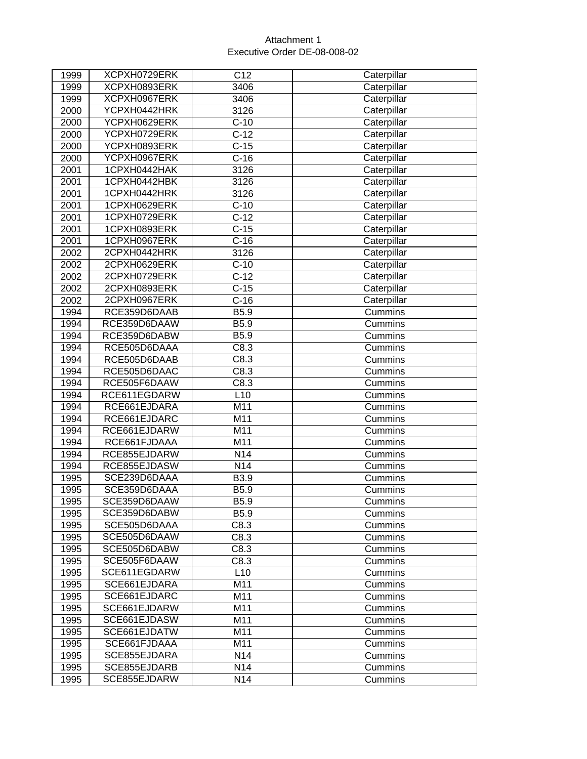Attachment 1
Executive Order DE-08-008-02

| | | | |
|---|---|---|---|
| 1999 | XCPXH0729ERK | C12 | Caterpillar |
| 1999 | XCPXH0893ERK | 3406 | Caterpillar |
| 1999 | XCPXH0967ERK | 3406 | Caterpillar |
| 2000 | YCPXH0442HRK | 3126 | Caterpillar |
| 2000 | YCPXH0629ERK | C-10 | Caterpillar |
| 2000 | YCPXH0729ERK | C-12 | Caterpillar |
| 2000 | YCPXH0893ERK | C-15 | Caterpillar |
| 2000 | YCPXH0967ERK | C-16 | Caterpillar |
| 2001 | 1CPXH0442HAK | 3126 | Caterpillar |
| 2001 | 1CPXH0442HBK | 3126 | Caterpillar |
| 2001 | 1CPXH0442HRK | 3126 | Caterpillar |
| 2001 | 1CPXH0629ERK | C-10 | Caterpillar |
| 2001 | 1CPXH0729ERK | C-12 | Caterpillar |
| 2001 | 1CPXH0893ERK | C-15 | Caterpillar |
| 2001 | 1CPXH0967ERK | C-16 | Caterpillar |
| 2002 | 2CPXH0442HRK | 3126 | Caterpillar |
| 2002 | 2CPXH0629ERK | C-10 | Caterpillar |
| 2002 | 2CPXH0729ERK | C-12 | Caterpillar |
| 2002 | 2CPXH0893ERK | C-15 | Caterpillar |
| 2002 | 2CPXH0967ERK | C-16 | Caterpillar |
| 1994 | RCE359D6DAAB | B5.9 | Cummins |
| 1994 | RCE359D6DAAW | B5.9 | Cummins |
| 1994 | RCE359D6DABW | B5.9 | Cummins |
| 1994 | RCE505D6DAAA | C8.3 | Cummins |
| 1994 | RCE505D6DAAB | C8.3 | Cummins |
| 1994 | RCE505D6DAAC | C8.3 | Cummins |
| 1994 | RCE505F6DAAW | C8.3 | Cummins |
| 1994 | RCE611EGDARW | L10 | Cummins |
| 1994 | RCE661EJDARA | M11 | Cummins |
| 1994 | RCE661EJDARC | M11 | Cummins |
| 1994 | RCE661EJDARW | M11 | Cummins |
| 1994 | RCE661FJDAAA | M11 | Cummins |
| 1994 | RCE855EJDARW | N14 | Cummins |
| 1994 | RCE855EJDASW | N14 | Cummins |
| 1995 | SCE239D6DAAA | B3.9 | Cummins |
| 1995 | SCE359D6DAAA | B5.9 | Cummins |
| 1995 | SCE359D6DAAW | B5.9 | Cummins |
| 1995 | SCE359D6DABW | B5.9 | Cummins |
| 1995 | SCE505D6DAAA | C8.3 | Cummins |
| 1995 | SCE505D6DAAW | C8.3 | Cummins |
| 1995 | SCE505D6DABW | C8.3 | Cummins |
| 1995 | SCE505F6DAAW | C8.3 | Cummins |
| 1995 | SCE611EGDARW | L10 | Cummins |
| 1995 | SCE661EJDARA | M11 | Cummins |
| 1995 | SCE661EJDARC | M11 | Cummins |
| 1995 | SCE661EJDARW | M11 | Cummins |
| 1995 | SCE661EJDASW | M11 | Cummins |
| 1995 | SCE661EJDATW | M11 | Cummins |
| 1995 | SCE661FJDAAA | M11 | Cummins |
| 1995 | SCE855EJDARA | N14 | Cummins |
| 1995 | SCE855EJDARB | N14 | Cummins |
| 1995 | SCE855EJDARW | N14 | Cummins |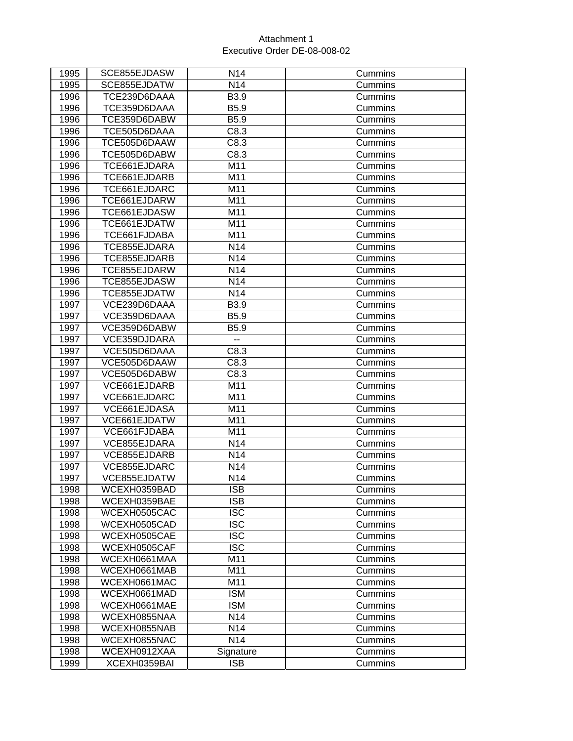Attachment 1
Executive Order DE-08-008-02

| | | | |
|---|---|---|---|
| 1995 | SCE855EJDASW | N14 | Cummins |
| 1995 | SCE855EJDATW | N14 | Cummins |
| 1996 | TCE239D6DAAA | B3.9 | Cummins |
| 1996 | TCE359D6DAAA | B5.9 | Cummins |
| 1996 | TCE359D6DABW | B5.9 | Cummins |
| 1996 | TCE505D6DAAA | C8.3 | Cummins |
| 1996 | TCE505D6DAAW | C8.3 | Cummins |
| 1996 | TCE505D6DABW | C8.3 | Cummins |
| 1996 | TCE661EJDARA | M11 | Cummins |
| 1996 | TCE661EJDARB | M11 | Cummins |
| 1996 | TCE661EJDARC | M11 | Cummins |
| 1996 | TCE661EJDARW | M11 | Cummins |
| 1996 | TCE661EJDASW | M11 | Cummins |
| 1996 | TCE661EJDATW | M11 | Cummins |
| 1996 | TCE661FJDABA | M11 | Cummins |
| 1996 | TCE855EJDARA | N14 | Cummins |
| 1996 | TCE855EJDARB | N14 | Cummins |
| 1996 | TCE855EJDARW | N14 | Cummins |
| 1996 | TCE855EJDASW | N14 | Cummins |
| 1996 | TCE855EJDATW | N14 | Cummins |
| 1997 | VCE239D6DAAA | B3.9 | Cummins |
| 1997 | VCE359D6DAAA | B5.9 | Cummins |
| 1997 | VCE359D6DABW | B5.9 | Cummins |
| 1997 | VCE359DJDARA | -- | Cummins |
| 1997 | VCE505D6DAAA | C8.3 | Cummins |
| 1997 | VCE505D6DAAW | C8.3 | Cummins |
| 1997 | VCE505D6DABW | C8.3 | Cummins |
| 1997 | VCE661EJDARB | M11 | Cummins |
| 1997 | VCE661EJDARC | M11 | Cummins |
| 1997 | VCE661EJDASA | M11 | Cummins |
| 1997 | VCE661EJDATW | M11 | Cummins |
| 1997 | VCE661FJDABA | M11 | Cummins |
| 1997 | VCE855EJDARA | N14 | Cummins |
| 1997 | VCE855EJDARB | N14 | Cummins |
| 1997 | VCE855EJDARC | N14 | Cummins |
| 1997 | VCE855EJDATW | N14 | Cummins |
| 1998 | WCEXH0359BAD | ISB | Cummins |
| 1998 | WCEXH0359BAE | ISB | Cummins |
| 1998 | WCEXH0505CAC | ISC | Cummins |
| 1998 | WCEXH0505CAD | ISC | Cummins |
| 1998 | WCEXH0505CAE | ISC | Cummins |
| 1998 | WCEXH0505CAF | ISC | Cummins |
| 1998 | WCEXH0661MAA | M11 | Cummins |
| 1998 | WCEXH0661MAB | M11 | Cummins |
| 1998 | WCEXH0661MAC | M11 | Cummins |
| 1998 | WCEXH0661MAD | ISM | Cummins |
| 1998 | WCEXH0661MAE | ISM | Cummins |
| 1998 | WCEXH0855NAA | N14 | Cummins |
| 1998 | WCEXH0855NAB | N14 | Cummins |
| 1998 | WCEXH0855NAC | N14 | Cummins |
| 1998 | WCEXH0912XAA | Signature | Cummins |
| 1999 | XCEXH0359BAI | ISB | Cummins |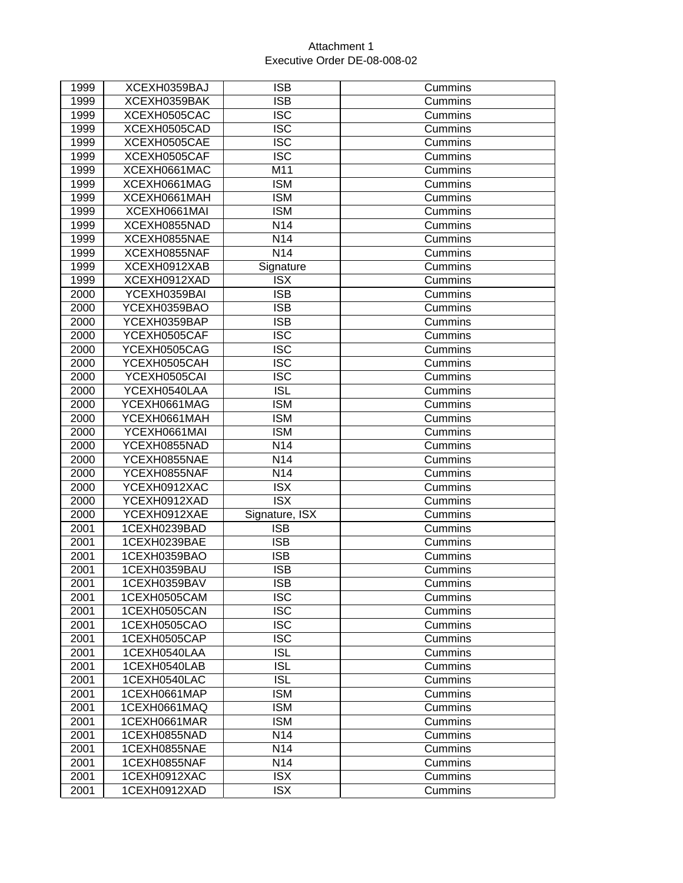Attachment 1
Executive Order DE-08-008-02

| | | | |
|---|---|---|---|
| 1999 | XCEXH0359BAJ | ISB | Cummins |
| 1999 | XCEXH0359BAK | ISB | Cummins |
| 1999 | XCEXH0505CAC | ISC | Cummins |
| 1999 | XCEXH0505CAD | ISC | Cummins |
| 1999 | XCEXH0505CAE | ISC | Cummins |
| 1999 | XCEXH0505CAF | ISC | Cummins |
| 1999 | XCEXH0661MAC | M11 | Cummins |
| 1999 | XCEXH0661MAG | ISM | Cummins |
| 1999 | XCEXH0661MAH | ISM | Cummins |
| 1999 | XCEXH0661MAI | ISM | Cummins |
| 1999 | XCEXH0855NAD | N14 | Cummins |
| 1999 | XCEXH0855NAE | N14 | Cummins |
| 1999 | XCEXH0855NAF | N14 | Cummins |
| 1999 | XCEXH0912XAB | Signature | Cummins |
| 1999 | XCEXH0912XAD | ISX | Cummins |
| 2000 | YCEXH0359BAI | ISB | Cummins |
| 2000 | YCEXH0359BAO | ISB | Cummins |
| 2000 | YCEXH0359BAP | ISB | Cummins |
| 2000 | YCEXH0505CAF | ISC | Cummins |
| 2000 | YCEXH0505CAG | ISC | Cummins |
| 2000 | YCEXH0505CAH | ISC | Cummins |
| 2000 | YCEXH0505CAI | ISC | Cummins |
| 2000 | YCEXH0540LAA | ISL | Cummins |
| 2000 | YCEXH0661MAG | ISM | Cummins |
| 2000 | YCEXH0661MAH | ISM | Cummins |
| 2000 | YCEXH0661MAI | ISM | Cummins |
| 2000 | YCEXH0855NAD | N14 | Cummins |
| 2000 | YCEXH0855NAE | N14 | Cummins |
| 2000 | YCEXH0855NAF | N14 | Cummins |
| 2000 | YCEXH0912XAC | ISX | Cummins |
| 2000 | YCEXH0912XAD | ISX | Cummins |
| 2000 | YCEXH0912XAE | Signature, ISX | Cummins |
| 2001 | 1CEXH0239BAD | ISB | Cummins |
| 2001 | 1CEXH0239BAE | ISB | Cummins |
| 2001 | 1CEXH0359BAO | ISB | Cummins |
| 2001 | 1CEXH0359BAU | ISB | Cummins |
| 2001 | 1CEXH0359BAV | ISB | Cummins |
| 2001 | 1CEXH0505CAM | ISC | Cummins |
| 2001 | 1CEXH0505CAN | ISC | Cummins |
| 2001 | 1CEXH0505CAO | ISC | Cummins |
| 2001 | 1CEXH0505CAP | ISC | Cummins |
| 2001 | 1CEXH0540LAA | ISL | Cummins |
| 2001 | 1CEXH0540LAB | ISL | Cummins |
| 2001 | 1CEXH0540LAC | ISL | Cummins |
| 2001 | 1CEXH0661MAP | ISM | Cummins |
| 2001 | 1CEXH0661MAQ | ISM | Cummins |
| 2001 | 1CEXH0661MAR | ISM | Cummins |
| 2001 | 1CEXH0855NAD | N14 | Cummins |
| 2001 | 1CEXH0855NAE | N14 | Cummins |
| 2001 | 1CEXH0855NAF | N14 | Cummins |
| 2001 | 1CEXH0912XAC | ISX | Cummins |
| 2001 | 1CEXH0912XAD | ISX | Cummins |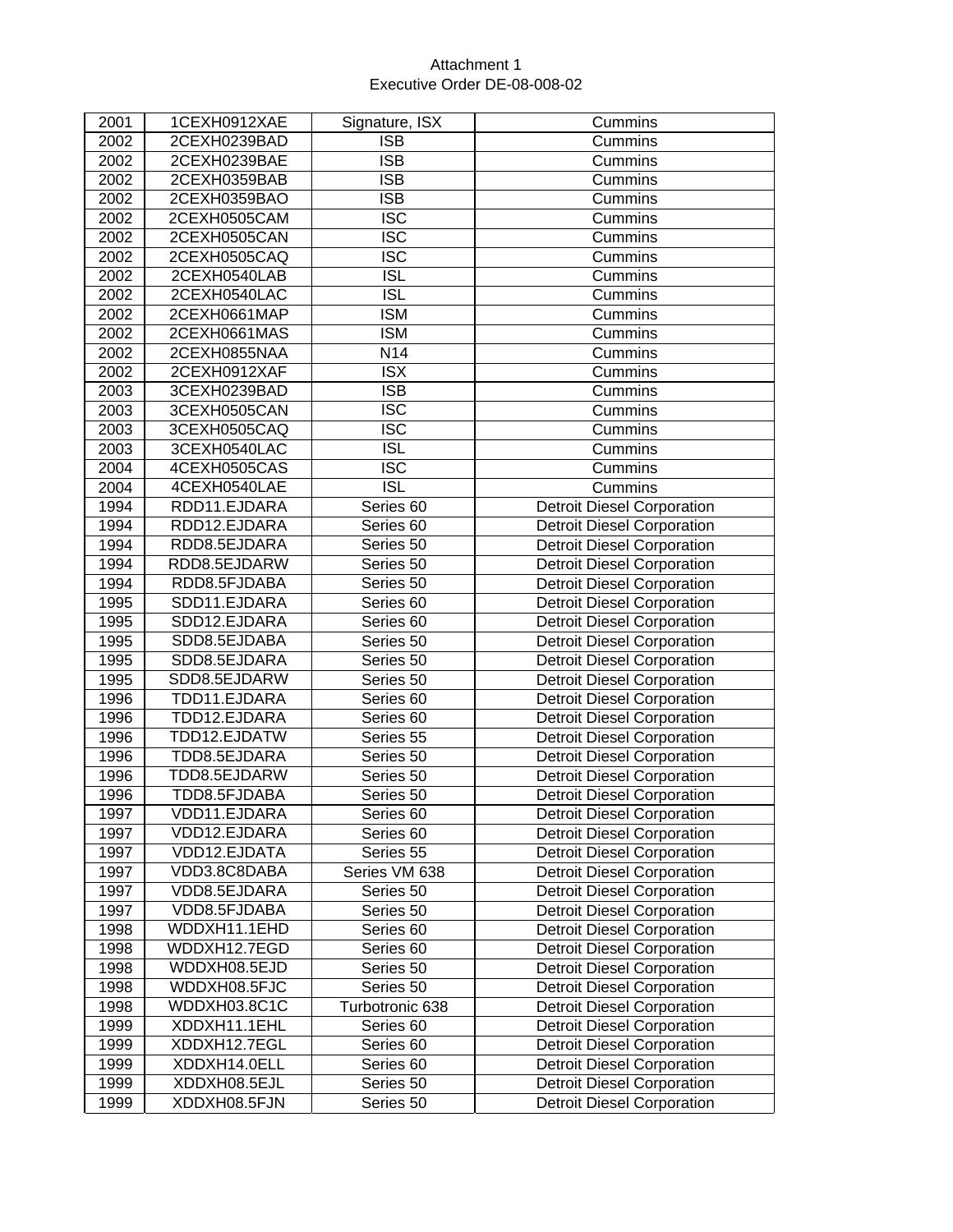Attachment 1
Executive Order DE-08-008-02

| | | | |
|---|---|---|---|
| 2001 | 1CEXH0912XAE | Signature, ISX | Cummins |
| 2002 | 2CEXH0239BAD | ISB | Cummins |
| 2002 | 2CEXH0239BAE | ISB | Cummins |
| 2002 | 2CEXH0359BAB | ISB | Cummins |
| 2002 | 2CEXH0359BAO | ISB | Cummins |
| 2002 | 2CEXH0505CAM | ISC | Cummins |
| 2002 | 2CEXH0505CAN | ISC | Cummins |
| 2002 | 2CEXH0505CAQ | ISC | Cummins |
| 2002 | 2CEXH0540LAB | ISL | Cummins |
| 2002 | 2CEXH0540LAC | ISL | Cummins |
| 2002 | 2CEXH0661MAP | ISM | Cummins |
| 2002 | 2CEXH0661MAS | ISM | Cummins |
| 2002 | 2CEXH0855NAA | N14 | Cummins |
| 2002 | 2CEXH0912XAF | ISX | Cummins |
| 2003 | 3CEXH0239BAD | ISB | Cummins |
| 2003 | 3CEXH0505CAN | ISC | Cummins |
| 2003 | 3CEXH0505CAQ | ISC | Cummins |
| 2003 | 3CEXH0540LAC | ISL | Cummins |
| 2004 | 4CEXH0505CAS | ISC | Cummins |
| 2004 | 4CEXH0540LAE | ISL | Cummins |
| 1994 | RDD11.EJDARA | Series 60 | Detroit Diesel Corporation |
| 1994 | RDD12.EJDARA | Series 60 | Detroit Diesel Corporation |
| 1994 | RDD8.5EJDARA | Series 50 | Detroit Diesel Corporation |
| 1994 | RDD8.5EJDARW | Series 50 | Detroit Diesel Corporation |
| 1994 | RDD8.5FJDABA | Series 50 | Detroit Diesel Corporation |
| 1995 | SDD11.EJDARA | Series 60 | Detroit Diesel Corporation |
| 1995 | SDD12.EJDARA | Series 60 | Detroit Diesel Corporation |
| 1995 | SDD8.5EJDABA | Series 50 | Detroit Diesel Corporation |
| 1995 | SDD8.5EJDARA | Series 50 | Detroit Diesel Corporation |
| 1995 | SDD8.5EJDARW | Series 50 | Detroit Diesel Corporation |
| 1996 | TDD11.EJDARA | Series 60 | Detroit Diesel Corporation |
| 1996 | TDD12.EJDARA | Series 60 | Detroit Diesel Corporation |
| 1996 | TDD12.EJDATW | Series 55 | Detroit Diesel Corporation |
| 1996 | TDD8.5EJDARA | Series 50 | Detroit Diesel Corporation |
| 1996 | TDD8.5EJDARW | Series 50 | Detroit Diesel Corporation |
| 1996 | TDD8.5FJDABA | Series 50 | Detroit Diesel Corporation |
| 1997 | VDD11.EJDARA | Series 60 | Detroit Diesel Corporation |
| 1997 | VDD12.EJDARA | Series 60 | Detroit Diesel Corporation |
| 1997 | VDD12.EJDATA | Series 55 | Detroit Diesel Corporation |
| 1997 | VDD3.8C8DABA | Series VM 638 | Detroit Diesel Corporation |
| 1997 | VDD8.5EJDARA | Series 50 | Detroit Diesel Corporation |
| 1997 | VDD8.5FJDABA | Series 50 | Detroit Diesel Corporation |
| 1998 | WDDXH11.1EHD | Series 60 | Detroit Diesel Corporation |
| 1998 | WDDXH12.7EGD | Series 60 | Detroit Diesel Corporation |
| 1998 | WDDXH08.5EJD | Series 50 | Detroit Diesel Corporation |
| 1998 | WDDXH08.5FJC | Series 50 | Detroit Diesel Corporation |
| 1998 | WDDXH03.8C1C | Turbotronic 638 | Detroit Diesel Corporation |
| 1999 | XDDXH11.1EHL | Series 60 | Detroit Diesel Corporation |
| 1999 | XDDXH12.7EGL | Series 60 | Detroit Diesel Corporation |
| 1999 | XDDXH14.0ELL | Series 60 | Detroit Diesel Corporation |
| 1999 | XDDXH08.5EJL | Series 50 | Detroit Diesel Corporation |
| 1999 | XDDXH08.5FJN | Series 50 | Detroit Diesel Corporation |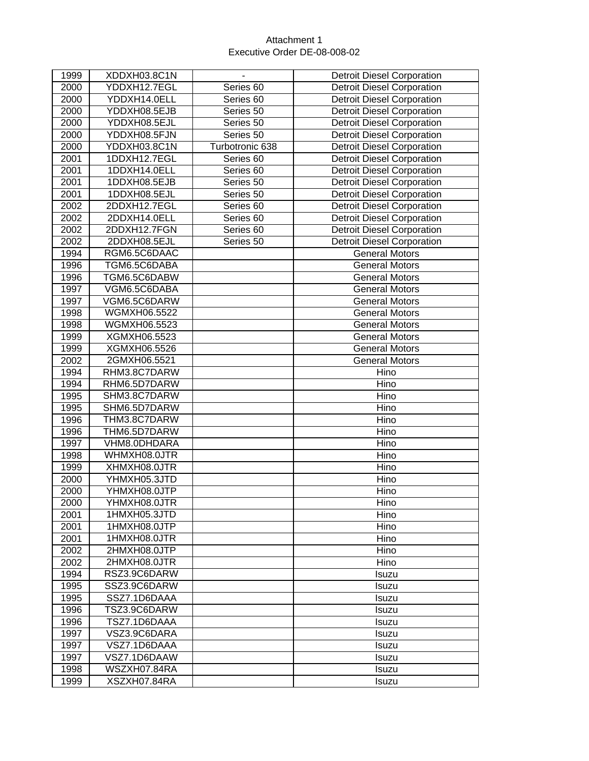Attachment 1
Executive Order DE-08-008-02

| | | | |
|---|---|---|---|
| 1999 | XDDXH03.8C1N | - | Detroit Diesel Corporation |
| 2000 | YDDXH12.7EGL | Series 60 | Detroit Diesel Corporation |
| 2000 | YDDXH14.0ELL | Series 60 | Detroit Diesel Corporation |
| 2000 | YDDXH08.5EJB | Series 50 | Detroit Diesel Corporation |
| 2000 | YDDXH08.5EJL | Series 50 | Detroit Diesel Corporation |
| 2000 | YDDXH08.5FJN | Series 50 | Detroit Diesel Corporation |
| 2000 | YDDXH03.8C1N | Turbotronic 638 | Detroit Diesel Corporation |
| 2001 | 1DDXH12.7EGL | Series 60 | Detroit Diesel Corporation |
| 2001 | 1DDXH14.0ELL | Series 60 | Detroit Diesel Corporation |
| 2001 | 1DDXH08.5EJB | Series 50 | Detroit Diesel Corporation |
| 2001 | 1DDXH08.5EJL | Series 50 | Detroit Diesel Corporation |
| 2002 | 2DDXH12.7EGL | Series 60 | Detroit Diesel Corporation |
| 2002 | 2DDXH14.0ELL | Series 60 | Detroit Diesel Corporation |
| 2002 | 2DDXH12.7FGN | Series 60 | Detroit Diesel Corporation |
| 2002 | 2DDXH08.5EJL | Series 50 | Detroit Diesel Corporation |
| 1994 | RGM6.5C6DAAC | | General Motors |
| 1996 | TGM6.5C6DABA | | General Motors |
| 1996 | TGM6.5C6DABW | | General Motors |
| 1997 | VGM6.5C6DABA | | General Motors |
| 1997 | VGM6.5C6DARW | | General Motors |
| 1998 | WGMXH06.5522 | | General Motors |
| 1998 | WGMXH06.5523 | | General Motors |
| 1999 | XGMXH06.5523 | | General Motors |
| 1999 | XGMXH06.5526 | | General Motors |
| 2002 | 2GMXH06.5521 | | General Motors |
| 1994 | RHM3.8C7DARW | | Hino |
| 1994 | RHM6.5D7DARW | | Hino |
| 1995 | SHM3.8C7DARW | | Hino |
| 1995 | SHM6.5D7DARW | | Hino |
| 1996 | THM3.8C7DARW | | Hino |
| 1996 | THM6.5D7DARW | | Hino |
| 1997 | VHM8.0DHDARA | | Hino |
| 1998 | WHMXH08.0JTR | | Hino |
| 1999 | XHMXH08.0JTR | | Hino |
| 2000 | YHMXH05.3JTD | | Hino |
| 2000 | YHMXH08.0JTP | | Hino |
| 2000 | YHMXH08.0JTR | | Hino |
| 2001 | 1HMXH05.3JTD | | Hino |
| 2001 | 1HMXH08.0JTP | | Hino |
| 2001 | 1HMXH08.0JTR | | Hino |
| 2002 | 2HMXH08.0JTP | | Hino |
| 2002 | 2HMXH08.0JTR | | Hino |
| 1994 | RSZ3.9C6DARW | | Isuzu |
| 1995 | SSZ3.9C6DARW | | Isuzu |
| 1995 | SSZ7.1D6DAAA | | Isuzu |
| 1996 | TSZ3.9C6DARW | | Isuzu |
| 1996 | TSZ7.1D6DAAA | | Isuzu |
| 1997 | VSZ3.9C6DARA | | Isuzu |
| 1997 | VSZ7.1D6DAAA | | Isuzu |
| 1997 | VSZ7.1D6DAAW | | Isuzu |
| 1998 | WSZXH07.84RA | | Isuzu |
| 1999 | XSZXH07.84RA | | Isuzu |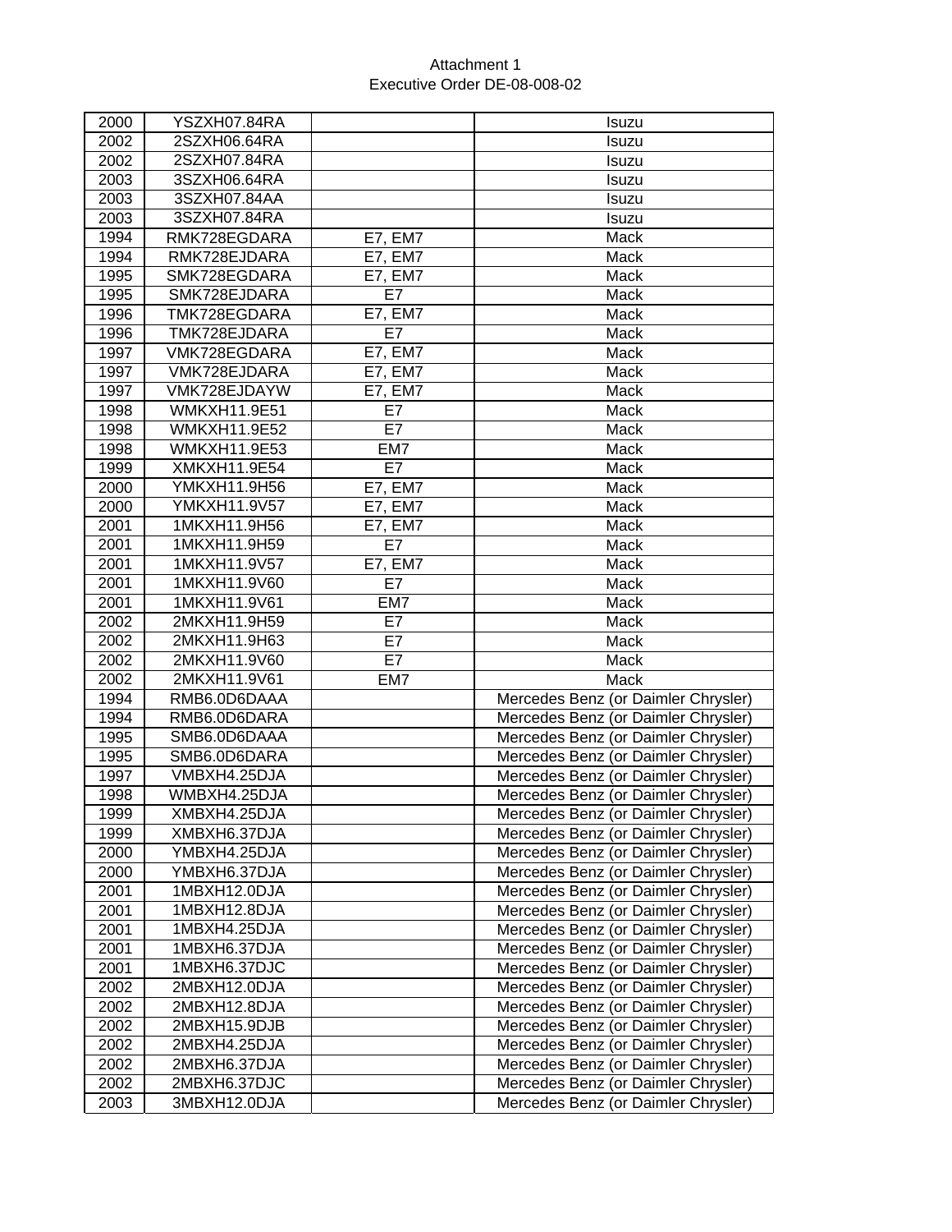Attachment 1
Executive Order DE-08-008-02

| 2000 | YSZXH07.84RA | | Isuzu |
|---|---|---|---|
| 2002 | 2SZXH06.64RA | | Isuzu |
| 2002 | 2SZXH07.84RA | | Isuzu |
| 2003 | 3SZXH06.64RA | | Isuzu |
| 2003 | 3SZXH07.84AA | | Isuzu |
| 2003 | 3SZXH07.84RA | | Isuzu |
| 1994 | RMK728EGDARA | E7, EM7 | Mack |
| 1994 | RMK728EJDARA | E7, EM7 | Mack |
| 1995 | SMK728EGDARA | E7, EM7 | Mack |
| 1995 | SMK728EJDARA | E7 | Mack |
| 1996 | TMK728EGDARA | E7, EM7 | Mack |
| 1996 | TMK728EJDARA | E7 | Mack |
| 1997 | VMK728EGDARA | E7, EM7 | Mack |
| 1997 | VMK728EJDARA | E7, EM7 | Mack |
| 1997 | VMK728EJDAYW | E7, EM7 | Mack |
| 1998 | WMKXH11.9E51 | E7 | Mack |
| 1998 | WMKXH11.9E52 | E7 | Mack |
| 1998 | WMKXH11.9E53 | EM7 | Mack |
| 1999 | XMKXH11.9E54 | E7 | Mack |
| 2000 | YMKXH11.9H56 | E7, EM7 | Mack |
| 2000 | YMKXH11.9V57 | E7, EM7 | Mack |
| 2001 | 1MKXH11.9H56 | E7, EM7 | Mack |
| 2001 | 1MKXH11.9H59 | E7 | Mack |
| 2001 | 1MKXH11.9V57 | E7, EM7 | Mack |
| 2001 | 1MKXH11.9V60 | E7 | Mack |
| 2001 | 1MKXH11.9V61 | EM7 | Mack |
| 2002 | 2MKXH11.9H59 | E7 | Mack |
| 2002 | 2MKXH11.9H63 | E7 | Mack |
| 2002 | 2MKXH11.9V60 | E7 | Mack |
| 2002 | 2MKXH11.9V61 | EM7 | Mack |
| 1994 | RMB6.0D6DAAA | | Mercedes Benz (or Daimler Chrysler) |
| 1994 | RMB6.0D6DARA | | Mercedes Benz (or Daimler Chrysler) |
| 1995 | SMB6.0D6DAAA | | Mercedes Benz (or Daimler Chrysler) |
| 1995 | SMB6.0D6DARA | | Mercedes Benz (or Daimler Chrysler) |
| 1997 | VMBXH4.25DJA | | Mercedes Benz (or Daimler Chrysler) |
| 1998 | WMBXH4.25DJA | | Mercedes Benz (or Daimler Chrysler) |
| 1999 | XMBXH4.25DJA | | Mercedes Benz (or Daimler Chrysler) |
| 1999 | XMBXH6.37DJA | | Mercedes Benz (or Daimler Chrysler) |
| 2000 | YMBXH4.25DJA | | Mercedes Benz (or Daimler Chrysler) |
| 2000 | YMBXH6.37DJA | | Mercedes Benz (or Daimler Chrysler) |
| 2001 | 1MBXH12.0DJA | | Mercedes Benz (or Daimler Chrysler) |
| 2001 | 1MBXH12.8DJA | | Mercedes Benz (or Daimler Chrysler) |
| 2001 | 1MBXH4.25DJA | | Mercedes Benz (or Daimler Chrysler) |
| 2001 | 1MBXH6.37DJA | | Mercedes Benz (or Daimler Chrysler) |
| 2001 | 1MBXH6.37DJC | | Mercedes Benz (or Daimler Chrysler) |
| 2002 | 2MBXH12.0DJA | | Mercedes Benz (or Daimler Chrysler) |
| 2002 | 2MBXH12.8DJA | | Mercedes Benz (or Daimler Chrysler) |
| 2002 | 2MBXH15.9DJB | | Mercedes Benz (or Daimler Chrysler) |
| 2002 | 2MBXH4.25DJA | | Mercedes Benz (or Daimler Chrysler) |
| 2002 | 2MBXH6.37DJA | | Mercedes Benz (or Daimler Chrysler) |
| 2002 | 2MBXH6.37DJC | | Mercedes Benz (or Daimler Chrysler) |
| 2003 | 3MBXH12.0DJA | | Mercedes Benz (or Daimler Chrysler) |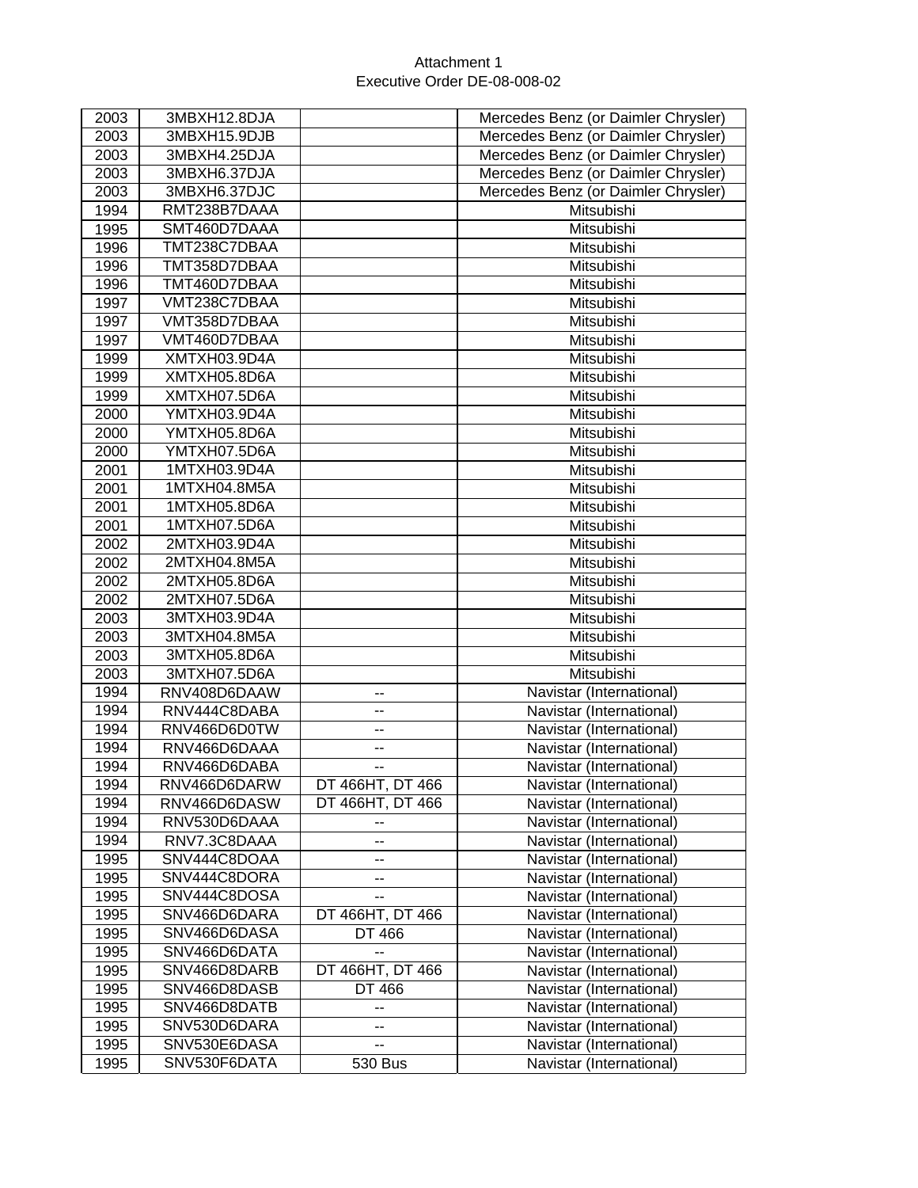Attachment 1
Executive Order DE-08-008-02

| | | | |
|---|---|---|---|
| 2003 | 3MBXH12.8DJA | | Mercedes Benz (or Daimler Chrysler) |
| 2003 | 3MBXH15.9DJB | | Mercedes Benz (or Daimler Chrysler) |
| 2003 | 3MBXH4.25DJA | | Mercedes Benz (or Daimler Chrysler) |
| 2003 | 3MBXH6.37DJA | | Mercedes Benz (or Daimler Chrysler) |
| 2003 | 3MBXH6.37DJC | | Mercedes Benz (or Daimler Chrysler) |
| 1994 | RMT238B7DAAA | | Mitsubishi |
| 1995 | SMT460D7DAAA | | Mitsubishi |
| 1996 | TMT238C7DBAA | | Mitsubishi |
| 1996 | TMT358D7DBAA | | Mitsubishi |
| 1996 | TMT460D7DBAA | | Mitsubishi |
| 1997 | VMT238C7DBAA | | Mitsubishi |
| 1997 | VMT358D7DBAA | | Mitsubishi |
| 1997 | VMT460D7DBAA | | Mitsubishi |
| 1999 | XMTXH03.9D4A | | Mitsubishi |
| 1999 | XMTXH05.8D6A | | Mitsubishi |
| 1999 | XMTXH07.5D6A | | Mitsubishi |
| 2000 | YMTXH03.9D4A | | Mitsubishi |
| 2000 | YMTXH05.8D6A | | Mitsubishi |
| 2000 | YMTXH07.5D6A | | Mitsubishi |
| 2001 | 1MTXH03.9D4A | | Mitsubishi |
| 2001 | 1MTXH04.8M5A | | Mitsubishi |
| 2001 | 1MTXH05.8D6A | | Mitsubishi |
| 2001 | 1MTXH07.5D6A | | Mitsubishi |
| 2002 | 2MTXH03.9D4A | | Mitsubishi |
| 2002 | 2MTXH04.8M5A | | Mitsubishi |
| 2002 | 2MTXH05.8D6A | | Mitsubishi |
| 2002 | 2MTXH07.5D6A | | Mitsubishi |
| 2003 | 3MTXH03.9D4A | | Mitsubishi |
| 2003 | 3MTXH04.8M5A | | Mitsubishi |
| 2003 | 3MTXH05.8D6A | | Mitsubishi |
| 2003 | 3MTXH07.5D6A | | Mitsubishi |
| 1994 | RNV408D6DAAW | -- | Navistar (International) |
| 1994 | RNV444C8DABA | -- | Navistar (International) |
| 1994 | RNV466D6D0TW | -- | Navistar (International) |
| 1994 | RNV466D6DAAA | -- | Navistar (International) |
| 1994 | RNV466D6DABA | -- | Navistar (International) |
| 1994 | RNV466D6DARW | DT 466HT, DT 466 | Navistar (International) |
| 1994 | RNV466D6DASW | DT 466HT, DT 466 | Navistar (International) |
| 1994 | RNV530D6DAAA | -- | Navistar (International) |
| 1994 | RNV7.3C8DAAA | -- | Navistar (International) |
| 1995 | SNV444C8DOAA | -- | Navistar (International) |
| 1995 | SNV444C8DORA | -- | Navistar (International) |
| 1995 | SNV444C8DOSA | -- | Navistar (International) |
| 1995 | SNV466D6DARA | DT 466HT, DT 466 | Navistar (International) |
| 1995 | SNV466D6DASA | DT 466 | Navistar (International) |
| 1995 | SNV466D6DATA | -- | Navistar (International) |
| 1995 | SNV466D8DARB | DT 466HT, DT 466 | Navistar (International) |
| 1995 | SNV466D8DASB | DT 466 | Navistar (International) |
| 1995 | SNV466D8DATB | -- | Navistar (International) |
| 1995 | SNV530D6DARA | -- | Navistar (International) |
| 1995 | SNV530E6DASA | -- | Navistar (International) |
| 1995 | SNV530F6DATA | 530 Bus | Navistar (International) |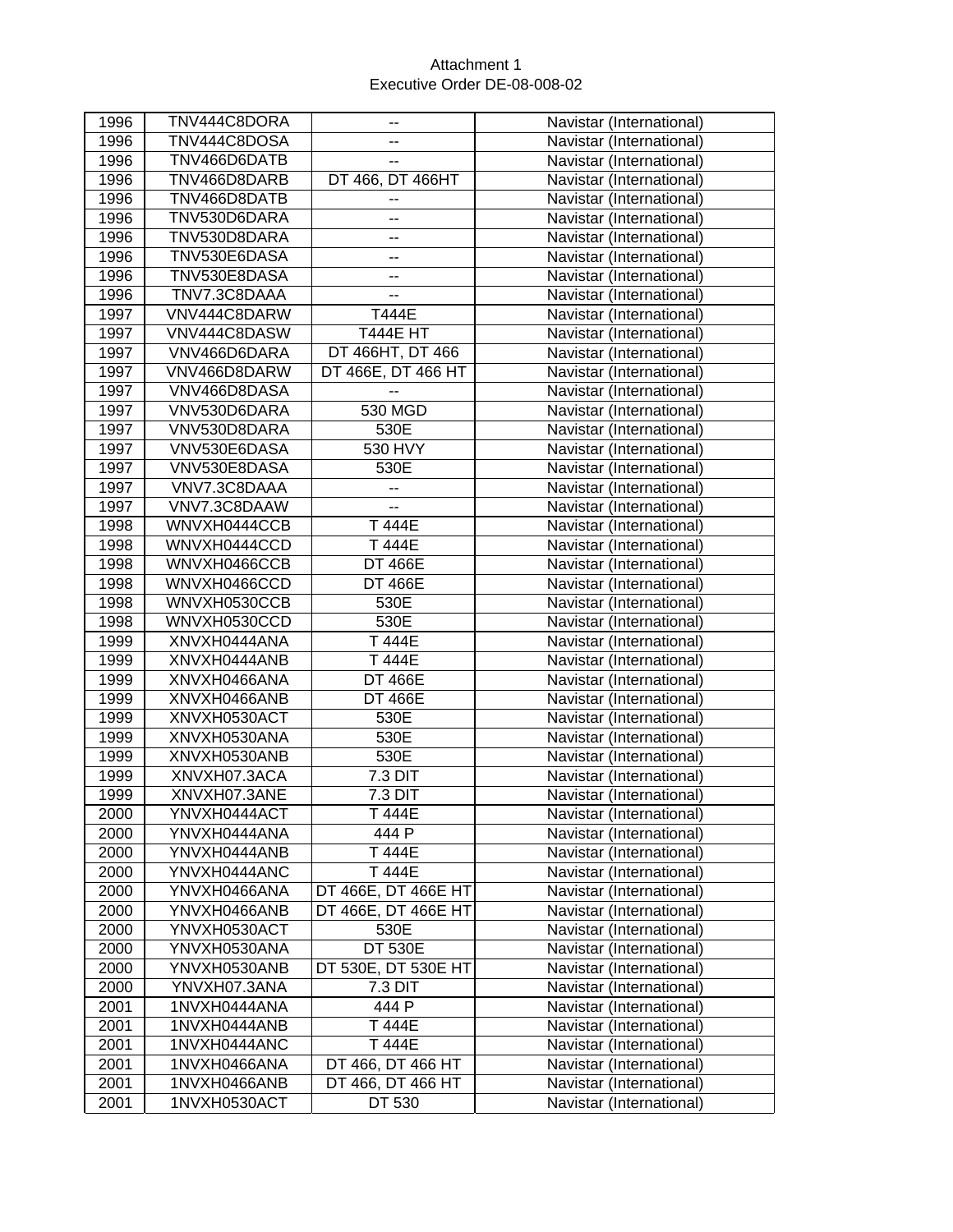Attachment 1
Executive Order DE-08-008-02

| | | | |
|---|---|---|---|
| 1996 | TNV444C8DORA | -- | Navistar (International) |
| 1996 | TNV444C8DOSA | -- | Navistar (International) |
| 1996 | TNV466D6DATB | -- | Navistar (International) |
| 1996 | TNV466D8DARB | DT 466, DT 466HT | Navistar (International) |
| 1996 | TNV466D8DATB | -- | Navistar (International) |
| 1996 | TNV530D6DARA | -- | Navistar (International) |
| 1996 | TNV530D8DARA | -- | Navistar (International) |
| 1996 | TNV530E6DASA | -- | Navistar (International) |
| 1996 | TNV530E8DASA | -- | Navistar (International) |
| 1996 | TNV7.3C8DAAA | -- | Navistar (International) |
| 1997 | VNV444C8DARW | T444E | Navistar (International) |
| 1997 | VNV444C8DASW | T444E HT | Navistar (International) |
| 1997 | VNV466D6DARA | DT 466HT, DT 466 | Navistar (International) |
| 1997 | VNV466D8DARW | DT 466E, DT 466 HT | Navistar (International) |
| 1997 | VNV466D8DASA | -- | Navistar (International) |
| 1997 | VNV530D6DARA | 530 MGD | Navistar (International) |
| 1997 | VNV530D8DARA | 530E | Navistar (International) |
| 1997 | VNV530E6DASA | 530 HVY | Navistar (International) |
| 1997 | VNV530E8DASA | 530E | Navistar (International) |
| 1997 | VNV7.3C8DAAA | -- | Navistar (International) |
| 1997 | VNV7.3C8DAAW | -- | Navistar (International) |
| 1998 | WNVXH0444CCB | T 444E | Navistar (International) |
| 1998 | WNVXH0444CCD | T 444E | Navistar (International) |
| 1998 | WNVXH0466CCB | DT 466E | Navistar (International) |
| 1998 | WNVXH0466CCD | DT 466E | Navistar (International) |
| 1998 | WNVXH0530CCB | 530E | Navistar (International) |
| 1998 | WNVXH0530CCD | 530E | Navistar (International) |
| 1999 | XNVXH0444ANA | T 444E | Navistar (International) |
| 1999 | XNVXH0444ANB | T 444E | Navistar (International) |
| 1999 | XNVXH0466ANA | DT 466E | Navistar (International) |
| 1999 | XNVXH0466ANB | DT 466E | Navistar (International) |
| 1999 | XNVXH0530ACT | 530E | Navistar (International) |
| 1999 | XNVXH0530ANA | 530E | Navistar (International) |
| 1999 | XNVXH0530ANB | 530E | Navistar (International) |
| 1999 | XNVXH07.3ACA | 7.3 DIT | Navistar (International) |
| 1999 | XNVXH07.3ANE | 7.3 DIT | Navistar (International) |
| 2000 | YNVXH0444ACT | T 444E | Navistar (International) |
| 2000 | YNVXH0444ANA | 444 P | Navistar (International) |
| 2000 | YNVXH0444ANB | T 444E | Navistar (International) |
| 2000 | YNVXH0444ANC | T 444E | Navistar (International) |
| 2000 | YNVXH0466ANA | DT 466E, DT 466E HT | Navistar (International) |
| 2000 | YNVXH0466ANB | DT 466E, DT 466E HT | Navistar (International) |
| 2000 | YNVXH0530ACT | 530E | Navistar (International) |
| 2000 | YNVXH0530ANA | DT 530E | Navistar (International) |
| 2000 | YNVXH0530ANB | DT 530E, DT 530E HT | Navistar (International) |
| 2000 | YNVXH07.3ANA | 7.3 DIT | Navistar (International) |
| 2001 | 1NVXH0444ANA | 444 P | Navistar (International) |
| 2001 | 1NVXH0444ANB | T 444E | Navistar (International) |
| 2001 | 1NVXH0444ANC | T 444E | Navistar (International) |
| 2001 | 1NVXH0466ANA | DT 466, DT 466 HT | Navistar (International) |
| 2001 | 1NVXH0466ANB | DT 466, DT 466 HT | Navistar (International) |
| 2001 | 1NVXH0530ACT | DT 530 | Navistar (International) |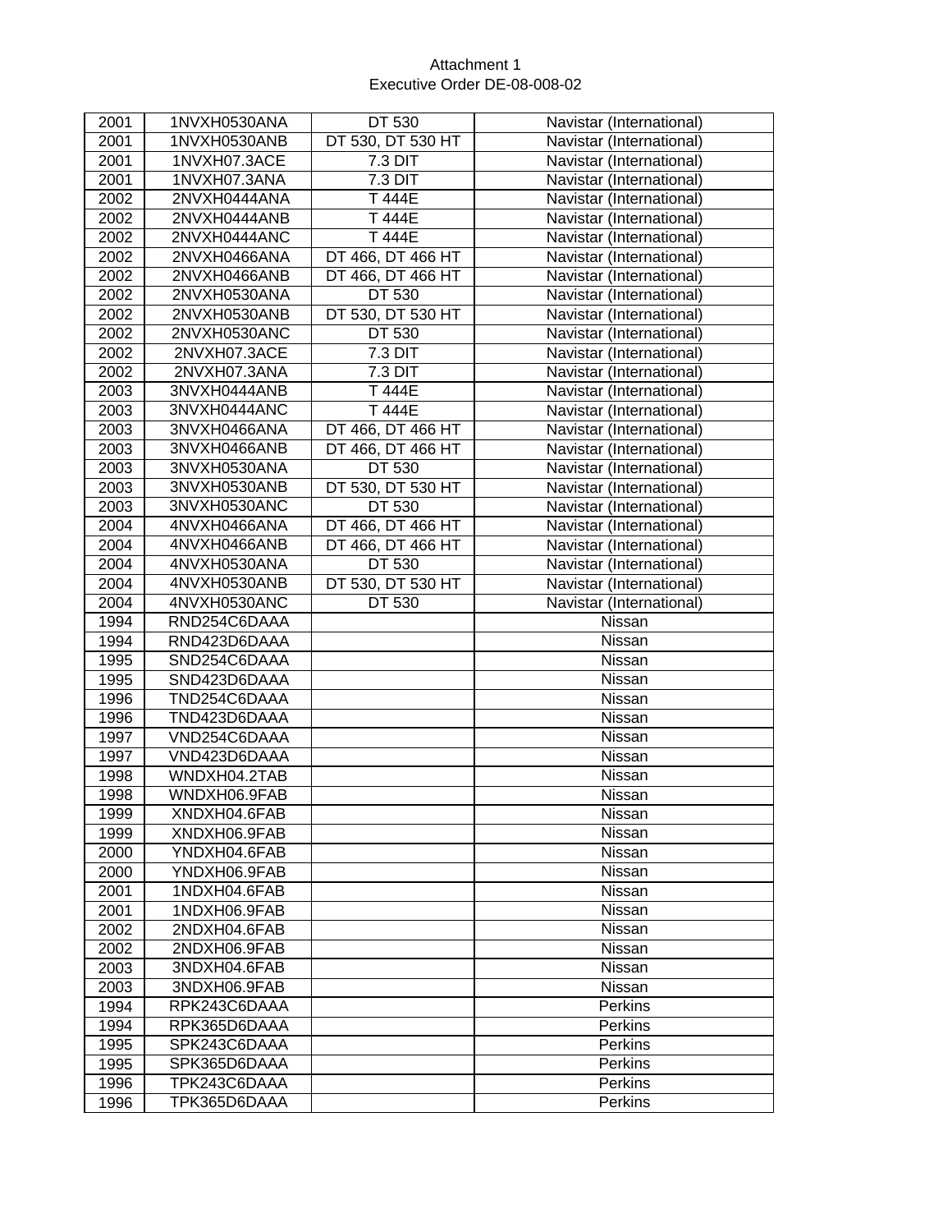Attachment 1
Executive Order DE-08-008-02

| | | | |
|---|---|---|---|
| 2001 | 1NVXH0530ANA | DT 530 | Navistar (International) |
| 2001 | 1NVXH0530ANB | DT 530, DT 530 HT | Navistar (International) |
| 2001 | 1NVXH07.3ACE | 7.3 DIT | Navistar (International) |
| 2001 | 1NVXH07.3ANA | 7.3 DIT | Navistar (International) |
| 2002 | 2NVXH0444ANA | T 444E | Navistar (International) |
| 2002 | 2NVXH0444ANB | T 444E | Navistar (International) |
| 2002 | 2NVXH0444ANC | T 444E | Navistar (International) |
| 2002 | 2NVXH0466ANA | DT 466, DT 466 HT | Navistar (International) |
| 2002 | 2NVXH0466ANB | DT 466, DT 466 HT | Navistar (International) |
| 2002 | 2NVXH0530ANA | DT 530 | Navistar (International) |
| 2002 | 2NVXH0530ANB | DT 530, DT 530 HT | Navistar (International) |
| 2002 | 2NVXH0530ANC | DT 530 | Navistar (International) |
| 2002 | 2NVXH07.3ACE | 7.3 DIT | Navistar (International) |
| 2002 | 2NVXH07.3ANA | 7.3 DIT | Navistar (International) |
| 2003 | 3NVXH0444ANB | T 444E | Navistar (International) |
| 2003 | 3NVXH0444ANC | T 444E | Navistar (International) |
| 2003 | 3NVXH0466ANA | DT 466, DT 466 HT | Navistar (International) |
| 2003 | 3NVXH0466ANB | DT 466, DT 466 HT | Navistar (International) |
| 2003 | 3NVXH0530ANA | DT 530 | Navistar (International) |
| 2003 | 3NVXH0530ANB | DT 530, DT 530 HT | Navistar (International) |
| 2003 | 3NVXH0530ANC | DT 530 | Navistar (International) |
| 2004 | 4NVXH0466ANA | DT 466, DT 466 HT | Navistar (International) |
| 2004 | 4NVXH0466ANB | DT 466, DT 466 HT | Navistar (International) |
| 2004 | 4NVXH0530ANA | DT 530 | Navistar (International) |
| 2004 | 4NVXH0530ANB | DT 530, DT 530 HT | Navistar (International) |
| 2004 | 4NVXH0530ANC | DT 530 | Navistar (International) |
| 1994 | RND254C6DAAA | | Nissan |
| 1994 | RND423D6DAAA | | Nissan |
| 1995 | SND254C6DAAA | | Nissan |
| 1995 | SND423D6DAAA | | Nissan |
| 1996 | TND254C6DAAA | | Nissan |
| 1996 | TND423D6DAAA | | Nissan |
| 1997 | VND254C6DAAA | | Nissan |
| 1997 | VND423D6DAAA | | Nissan |
| 1998 | WNDXH04.2TAB | | Nissan |
| 1998 | WNDXH06.9FAB | | Nissan |
| 1999 | XNDXH04.6FAB | | Nissan |
| 1999 | XNDXH06.9FAB | | Nissan |
| 2000 | YNDXH04.6FAB | | Nissan |
| 2000 | YNDXH06.9FAB | | Nissan |
| 2001 | 1NDXH04.6FAB | | Nissan |
| 2001 | 1NDXH06.9FAB | | Nissan |
| 2002 | 2NDXH04.6FAB | | Nissan |
| 2002 | 2NDXH06.9FAB | | Nissan |
| 2003 | 3NDXH04.6FAB | | Nissan |
| 2003 | 3NDXH06.9FAB | | Nissan |
| 1994 | RPK243C6DAAA | | Perkins |
| 1994 | RPK365D6DAAA | | Perkins |
| 1995 | SPK243C6DAAA | | Perkins |
| 1995 | SPK365D6DAAA | | Perkins |
| 1996 | TPK243C6DAAA | | Perkins |
| 1996 | TPK365D6DAAA | | Perkins |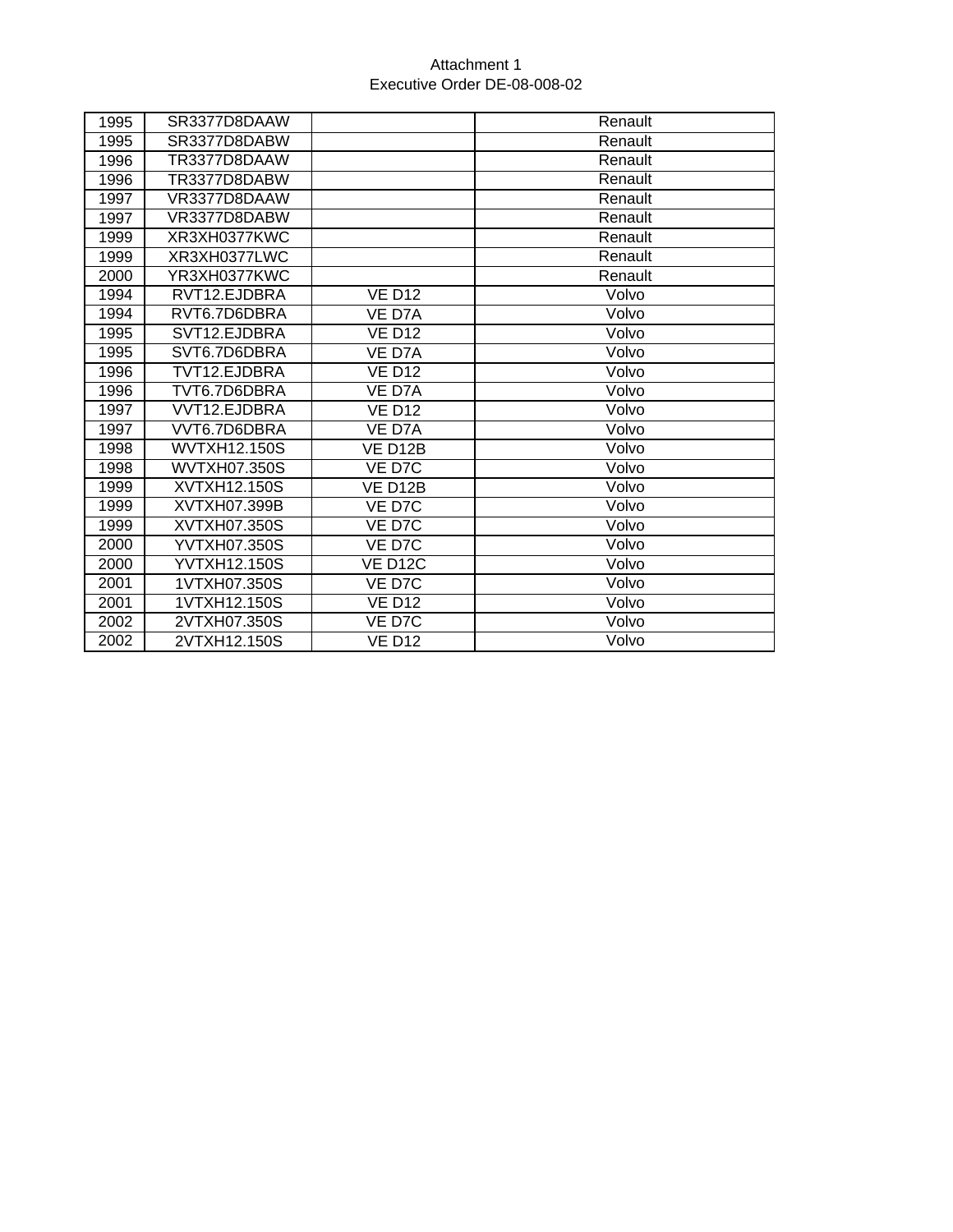Attachment 1
Executive Order DE-08-008-02

| | | | |
|---|---|---|---|
| 1995 | SR3377D8DAAW | | Renault |
| 1995 | SR3377D8DABW | | Renault |
| 1996 | TR3377D8DAAW | | Renault |
| 1996 | TR3377D8DABW | | Renault |
| 1997 | VR3377D8DAAW | | Renault |
| 1997 | VR3377D8DABW | | Renault |
| 1999 | XR3XH0377KWC | | Renault |
| 1999 | XR3XH0377LWC | | Renault |
| 2000 | YR3XH0377KWC | | Renault |
| 1994 | RVT12.EJDBRA | VE D12 | Volvo |
| 1994 | RVT6.7D6DBRA | VE D7A | Volvo |
| 1995 | SVT12.EJDBRA | VE D12 | Volvo |
| 1995 | SVT6.7D6DBRA | VE D7A | Volvo |
| 1996 | TVT12.EJDBRA | VE D12 | Volvo |
| 1996 | TVT6.7D6DBRA | VE D7A | Volvo |
| 1997 | VVT12.EJDBRA | VE D12 | Volvo |
| 1997 | VVT6.7D6DBRA | VE D7A | Volvo |
| 1998 | WVTXH12.150S | VE D12B | Volvo |
| 1998 | WVTXH07.350S | VE D7C | Volvo |
| 1999 | XVTXH12.150S | VE D12B | Volvo |
| 1999 | XVTXH07.399B | VE D7C | Volvo |
| 1999 | XVTXH07.350S | VE D7C | Volvo |
| 2000 | YVTXH07.350S | VE D7C | Volvo |
| 2000 | YVTXH12.150S | VE D12C | Volvo |
| 2001 | 1VTXH07.350S | VE D7C | Volvo |
| 2001 | 1VTXH12.150S | VE D12 | Volvo |
| 2002 | 2VTXH07.350S | VE D7C | Volvo |
| 2002 | 2VTXH12.150S | VE D12 | Volvo |